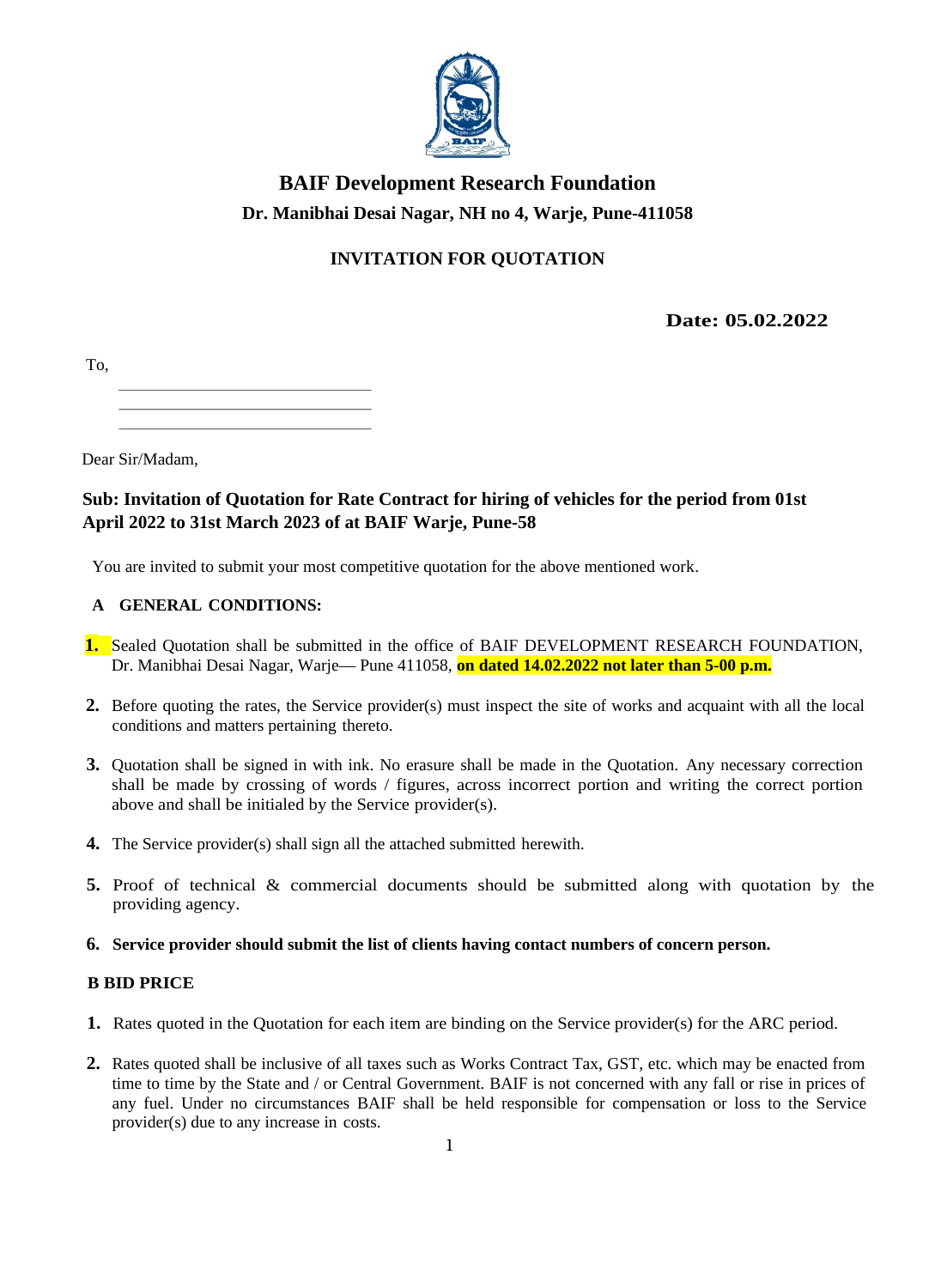# BAIF Development Research Foundation

**Dr. Manibhai Desai Nagar, NH no 4, Warje, Pune-411058**

## INVITATION FOR QUOTATION

**Date: 05.02.2022**

To,

\_\_\_\_\_\_\_\_\_\_\_\_\_\_\_\_\_\_\_\_\_\_\_\_\_\_\_\_\_\_

\_\_\_\_\_\_\_\_\_\_\_\_\_\_\_\_\_\_\_\_\_\_\_\_\_\_\_\_\_\_

\_\_\_\_\_\_\_\_\_\_\_\_\_\_\_\_\_\_\_\_\_\_\_\_\_\_\_\_\_\_

Dear Sir/Madam,

**Sub: Invitation of Quotation for Rate Contract for hiring of vehicles for the period from 01st April 2022 to 31st March 2023 of at BAIF Warje, Pune-58**

You are invited to submit your most competitive quotation for the above mentioned work.

### A GENERAL CONDITIONS:

1. Sealed Quotation shall be submitted in the office of BAIF DEVELOPMENT RESEARCH FOUNDATION, Dr. Manibhai Desai Nagar, Warje— Pune 411058, **on dated 14.02.2022 not later than 5-00 p.m.**

2. Before quoting the rates, the Service provider(s) must inspect the site of works and acquaint with all the local conditions and matters pertaining thereto.

3. Quotation shall be signed in with ink. No erasure shall be made in the Quotation. Any necessary correction shall be made by crossing of words / figures, across incorrect portion and writing the correct portion above and shall be initialed by the Service provider(s).

4. The Service provider(s) shall sign all the attached submitted herewith.

5. Proof of technical & commercial documents should be submitted along with quotation by the providing agency.

6. **Service provider should submit the list of clients having contact numbers of concern person.**

### B BID PRICE

1. Rates quoted in the Quotation for each item are binding on the Service provider(s) for the ARC period.

2. Rates quoted shall be inclusive of all taxes such as Works Contract Tax, GST, etc. which may be enacted from time to time by the State and / or Central Government. BAIF is not concerned with any fall or rise in prices of any fuel. Under no circumstances BAIF shall be held responsible for compensation or loss to the Service provider(s) due to any increase in costs.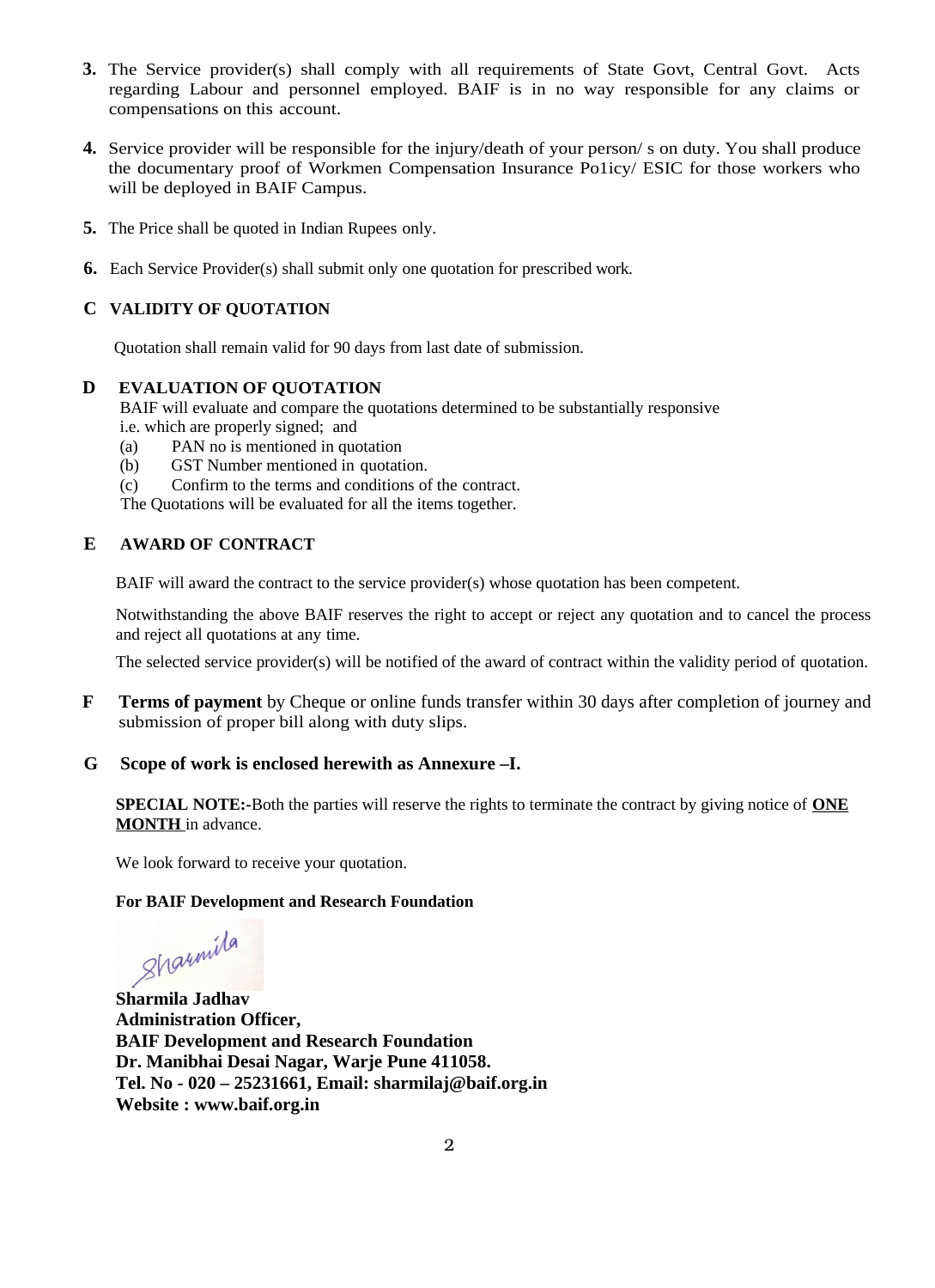3. The Service provider(s) shall comply with all requirements of State Govt, Central Govt. Acts regarding Labour and personnel employed. BAIF is in no way responsible for any claims or compensations on this account.

4. Service provider will be responsible for the injury/death of your person/ s on duty. You shall produce the documentary proof of Workmen Compensation Insurance Po1icy/ ESIC for those workers who will be deployed in BAIF Campus.

5. The Price shall be quoted in Indian Rupees only.

6. Each Service Provider(s) shall submit only one quotation for prescribed work.

## C VALIDITY OF QUOTATION

Quotation shall remain valid for 90 days from last date of submission.

## D EVALUATION OF QUOTATION

BAIF will evaluate and compare the quotations determined to be substantially responsive i.e. which are properly signed; and

(a) PAN no is mentioned in quotation

(b) GST Number mentioned in quotation.

(c) Confirm to the terms and conditions of the contract.

The Quotations will be evaluated for all the items together.

## E AWARD OF CONTRACT

BAIF will award the contract to the service provider(s) whose quotation has been competent.

Notwithstanding the above BAIF reserves the right to accept or reject any quotation and to cancel the process and reject all quotations at any time.

The selected service provider(s) will be notified of the award of contract within the validity period of quotation.

**F Terms of payment** by Cheque or online funds transfer within 30 days after completion of journey and submission of proper bill along with duty slips.

## G Scope of work is enclosed herewith as Annexure –I.

**SPECIAL NOTE:-**Both the parties will reserve the rights to terminate the contract by giving notice of **ONE MONTH** in advance.

We look forward to receive your quotation.

**For BAIF Development and Research Foundation**

Sharmila

**Sharmila Jadhav**
**Administration Officer,**
**BAIF Development and Research Foundation**
**Dr. Manibhai Desai Nagar, Warje Pune 411058.**
**Tel. No - 020 – 25231661, Email: sharmilaj@baif.org.in**
**Website : www.baif.org.in**